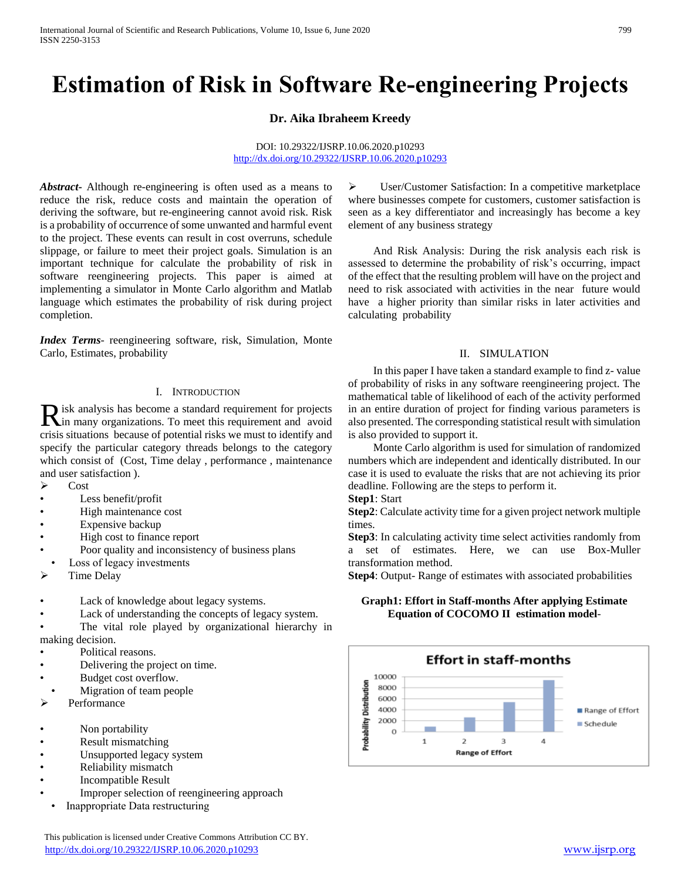# Estimation of Risk in Software Re-engineering Projects

**Dr. Aika Ibraheem Kreedy**

DOI: 10.29322/IJSRP.10.06.2020.p10293
http://dx.doi.org/10.29322/IJSRP.10.06.2020.p10293

***Abstract***- Although re-engineering is often used as a means to reduce the risk, reduce costs and maintain the operation of deriving the software, but re-engineering cannot avoid risk. Risk is a probability of occurrence of some unwanted and harmful event to the project. These events can result in cost overruns, schedule slippage, or failure to meet their project goals. Simulation is an important technique for calculate the probability of risk in software reengineering projects. This paper is aimed at implementing a simulator in Monte Carlo algorithm and Matlab language which estimates the probability of risk during project completion.

***Index Terms***- reengineering software, risk, Simulation, Monte Carlo, Estimates, probability

## I. Introduction

Risk analysis has become a standard requirement for projects in many organizations. To meet this requirement and avoid crisis situations because of potential risks we must to identify and specify the particular category threads belongs to the category which consist of (Cost, Time delay , performance , maintenance and user satisfaction ).

- Cost
  - Less benefit/profit
  - High maintenance cost
  - Expensive backup
  - High cost to finance report
  - Poor quality and inconsistency of business plans
  - Loss of legacy investments
- Time Delay
  - Lack of knowledge about legacy systems.
  - Lack of understanding the concepts of legacy system.
  - The vital role played by organizational hierarchy in making decision.
  - Political reasons.
  - Delivering the project on time.
  - Budget cost overflow.
  - Migration of team people
- Performance
  - Non portability
  - Result mismatching
  - Unsupported legacy system
  - Reliability mismatch
  - Incompatible Result
  - Improper selection of reengineering approach
  - Inappropriate Data restructuring
- User/Customer Satisfaction: In a competitive marketplace where businesses compete for customers, customer satisfaction is seen as a key differentiator and increasingly has become a key element of any business strategy

And Risk Analysis: During the risk analysis each risk is assessed to determine the probability of risk's occurring, impact of the effect that the resulting problem will have on the project and need to risk associated with activities in the near future would have a higher priority than similar risks in later activities and calculating probability

## II. Simulation

In this paper I have taken a standard example to find z- value of probability of risks in any software reengineering project. The mathematical table of likelihood of each of the activity performed in an entire duration of project for finding various parameters is also presented. The corresponding statistical result with simulation is also provided to support it.

Monte Carlo algorithm is used for simulation of randomized numbers which are independent and identically distributed. In our case it is used to evaluate the risks that are not achieving its prior deadline. Following are the steps to perform it.

**Step1**: Start

**Step2**: Calculate activity time for a given project network multiple times.

**Step3**: In calculating activity time select activities randomly from a set of estimates. Here, we can use Box-Muller transformation method.

**Step4**: Output- Range of estimates with associated probabilities

**Graph1: Effort in Staff-months After applying Estimate Equation of COCOMO II estimation model-**

Effort in staff-months

| Range of Effort | Probability Distribution (approx.) |
|---|---|
| 1 | ~1000 |
| 2 | ~2500 |
| 3 | ~5300 |
| 4 | ~9400 |

Legend: Range of Effort; Schedule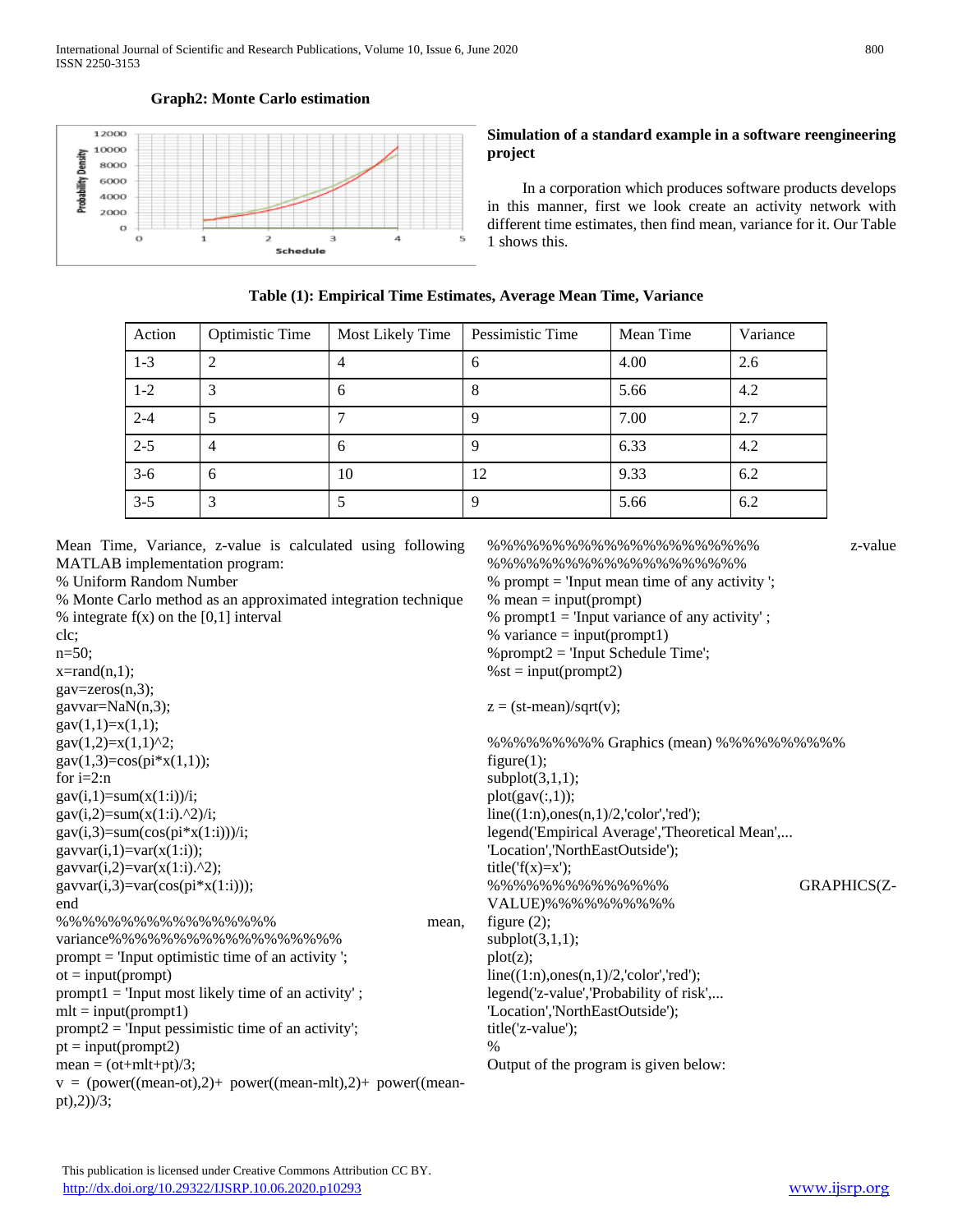**Graph2: Monte Carlo estimation**

## Simulation of a standard example in a software reengineering project

In a corporation which produces software products develops in this manner, first we look create an activity network with different time estimates, then find mean, variance for it. Our Table 1 shows this.

**Table (1): Empirical Time Estimates, Average Mean Time, Variance**

| Action | Optimistic Time | Most Likely Time | Pessimistic Time | Mean Time | Variance |
|---|---|---|---|---|---|
| 1-3 | 2 | 4 | 6 | 4.00 | 2.6 |
| 1-2 | 3 | 6 | 8 | 5.66 | 4.2 |
| 2-4 | 5 | 7 | 9 | 7.00 | 2.7 |
| 2-5 | 4 | 6 | 9 | 6.33 | 4.2 |
| 3-6 | 6 | 10 | 12 | 9.33 | 6.2 |
| 3-5 | 3 | 5 | 9 | 5.66 | 6.2 |

Mean Time, Variance, z-value is calculated using following MATLAB implementation program:

```
% Uniform Random Number
% Monte Carlo method as an approximated integration technique
% integrate f(x) on the [0,1] interval
clc;
n=50;
x=rand(n,1);
gav=zeros(n,3);
gavvar=NaN(n,3);
gav(1,1)=x(1,1);
gav(1,2)=x(1,1)^2;
gav(1,3)=cos(pi*x(1,1));
for i=2:n
gav(i,1)=sum(x(1:i))/i;
gav(i,2)=sum(x(1:i).^2)/i;
gav(i,3)=sum(cos(pi*x(1:i)))/i;
gavvar(i,1)=var(x(1:i));
gavvar(i,2)=var(x(1:i).^2);
gavvar(i,3)=var(cos(pi*x(1:i)));
end
%%%%%%%%%%%%%%%%%%% mean, variance%%%%%%%%%%%%%%%%%%%
prompt = 'Input optimistic time of an activity ';
ot = input(prompt)
prompt1 = 'Input most likely time of an activity' ;
mlt = input(prompt1)
prompt2 = 'Input pessimistic time of an activity';
pt = input(prompt2)
mean = (ot+mlt+pt)/3;
v = (power((mean-ot),2)+ power((mean-mlt),2)+ power((mean-pt),2))/3;
%%%%%%%%%%%%%%%%%%%%%% z-value %%%%%%%%%%%%%%%%%%%%
% prompt = 'Input mean time of any activity ';
% mean = input(prompt)
% prompt1 = 'Input variance of any activity' ;
% variance = input(prompt1)
%prompt2 = 'Input Schedule Time';
%st = input(prompt2)

z = (st-mean)/sqrt(v);

%%%%%%%%%% Graphics (mean) %%%%%%%%%%%
figure(1);
subplot(3,1,1);
plot(gav(:,1));
line((1:n),ones(n,1)/2,'color','red');
legend('Empirical Average','Theoretical Mean',...
'Location','NorthEastOutside');
title('f(x)=x');
%%%%%%%%%%%%%% GRAPHICS(Z-VALUE)%%%%%%%%%%%
figure (2);
subplot(3,1,1);
plot(z);
line((1:n),ones(n,1)/2,'color','red');
legend('z-value','Probability of risk',...
'Location','NorthEastOutside');
title('z-value');
%
```

Output of the program is given below: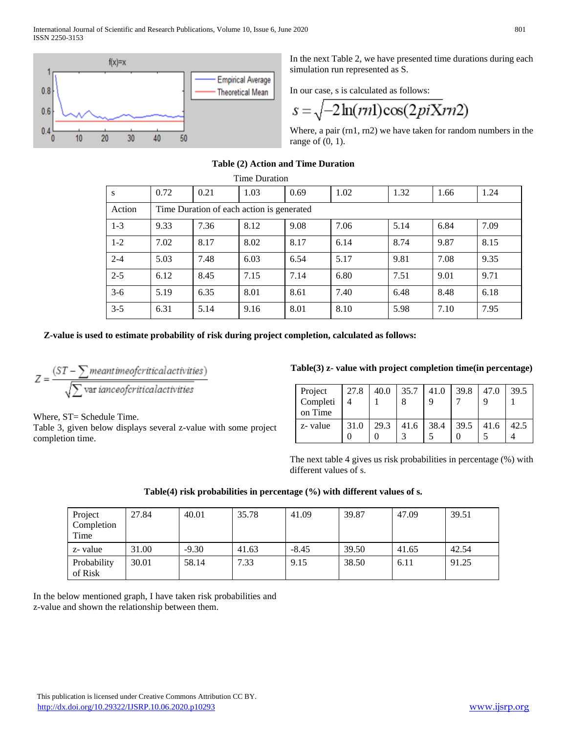In the next Table 2, we have presented time durations during each simulation run represented as S.

In our case, s is calculated as follows:

$$s = \sqrt{-2\ln(rn1)\cos(2piXrn2)}$$

Where, a pair (rn1, rn2) we have taken for random numbers in the range of (0, 1).

**Table (2) Action and Time Duration**

Time Duration

| s | 0.72 | 0.21 | 1.03 | 0.69 | 1.02 | 1.32 | 1.66 | 1.24 |
|---|---|---|---|---|---|---|---|---|
| Action | Time Duration of each action is generated | | | | | | | |
| 1-3 | 9.33 | 7.36 | 8.12 | 9.08 | 7.06 | 5.14 | 6.84 | 7.09 |
| 1-2 | 7.02 | 8.17 | 8.02 | 8.17 | 6.14 | 8.74 | 9.87 | 8.15 |
| 2-4 | 5.03 | 7.48 | 6.03 | 6.54 | 5.17 | 9.81 | 7.08 | 9.35 |
| 2-5 | 6.12 | 8.45 | 7.15 | 7.14 | 6.80 | 7.51 | 9.01 | 9.71 |
| 3-6 | 5.19 | 6.35 | 8.01 | 8.61 | 7.40 | 6.48 | 8.48 | 6.18 |
| 3-5 | 6.31 | 5.14 | 9.16 | 8.01 | 8.10 | 5.98 | 7.10 | 7.95 |

**Z-value is used to estimate probability of risk during project completion, calculated as follows:**

$$Z = \frac{(ST - \sum meantimeofcriticalactivities)}{\sqrt{\sum variance of critical activities}}$$

Where, ST= Schedule Time.
Table 3, given below displays several z-value with some project completion time.

**Table(3) z- value with project completion time(in percentage)**

| Project Completion Time | 27.84 | 40.01 | 35.78 | 41.09 | 39.87 | 47.09 | 39.51 |
|---|---|---|---|---|---|---|---|
| z- value | 31.00 | 29.30 | 41.63 | 38.45 | 39.50 | 41.65 | 42.54 |

The next table 4 gives us risk probabilities in percentage (%) with different values of s.

**Table(4) risk probabilities in percentage (%) with different values of s.**

| Project Completion Time | 27.84 | 40.01 | 35.78 | 41.09 | 39.87 | 47.09 | 39.51 |
|---|---|---|---|---|---|---|---|
| z- value | 31.00 | -9.30 | 41.63 | -8.45 | 39.50 | 41.65 | 42.54 |
| Probability of Risk | 30.01 | 58.14 | 7.33 | 9.15 | 38.50 | 6.11 | 91.25 |

In the below mentioned graph, I have taken risk probabilities and z-value and shown the relationship between them.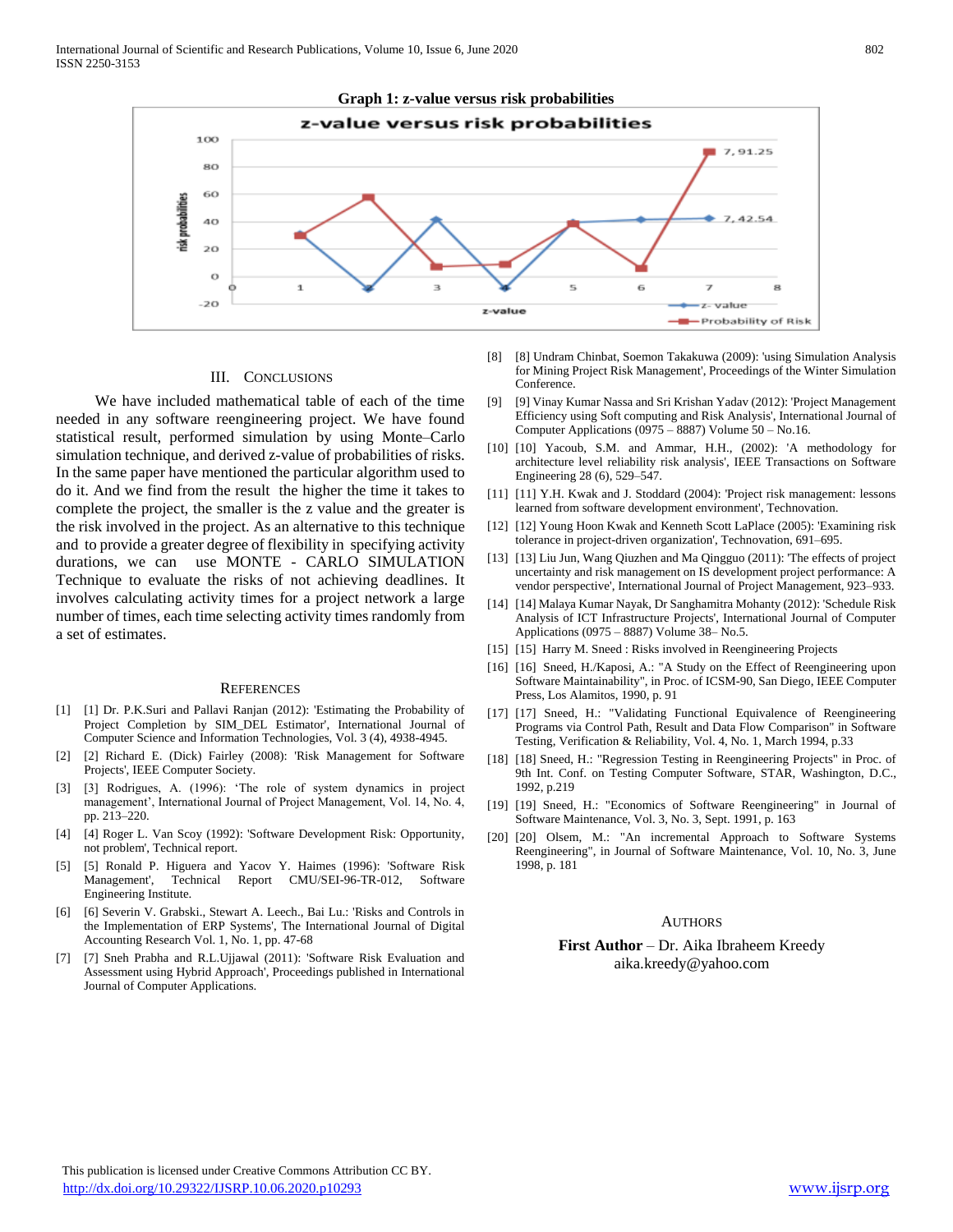**Graph 1: z-value versus risk probabilities**

z-value versus risk probabilities

risk probabilities

100
80
60
40
20
0
-20

0 1 3 5 6 7 8

z-value

7, 91.25
7, 42.54

z- value
Probability of Risk

## III. Conclusions

We have included mathematical table of each of the time needed in any software reengineering project. We have found statistical result, performed simulation by using Monte–Carlo simulation technique, and derived z-value of probabilities of risks. In the same paper have mentioned the particular algorithm used to do it. And we find from the result the higher the time it takes to complete the project, the smaller is the z value and the greater is the risk involved in the project. As an alternative to this technique and to provide a greater degree of flexibility in specifying activity durations, we can use MONTE - CARLO SIMULATION Technique to evaluate the risks of not achieving deadlines. It involves calculating activity times for a project network a large number of times, each time selecting activity times randomly from a set of estimates.

## References

[1] [1] Dr. P.K.Suri and Pallavi Ranjan (2012): 'Estimating the Probability of Project Completion by SIM_DEL Estimator', International Journal of Computer Science and Information Technologies, Vol. 3 (4), 4938-4945.

[2] [2] Richard E. (Dick) Fairley (2008): 'Risk Management for Software Projects', IEEE Computer Society.

[3] [3] Rodrigues, A. (1996): 'The role of system dynamics in project management', International Journal of Project Management, Vol. 14, No. 4, pp. 213–220.

[4] [4] Roger L. Van Scoy (1992): 'Software Development Risk: Opportunity, not problem', Technical report.

[5] [5] Ronald P. Higuera and Yacov Y. Haimes (1996): 'Software Risk Management', Technical Report CMU/SEI-96-TR-012, Software Engineering Institute.

[6] [6] Severin V. Grabski., Stewart A. Leech., Bai Lu.: 'Risks and Controls in the Implementation of ERP Systems', The International Journal of Digital Accounting Research Vol. 1, No. 1, pp. 47-68

[7] [7] Sneh Prabha and R.L.Ujjawal (2011): 'Software Risk Evaluation and Assessment using Hybrid Approach', Proceedings published in International Journal of Computer Applications.

[8] [8] Undram Chinbat, Soemon Takakuwa (2009): 'using Simulation Analysis for Mining Project Risk Management', Proceedings of the Winter Simulation Conference.

[9] [9] Vinay Kumar Nassa and Sri Krishan Yadav (2012): 'Project Management Efficiency using Soft computing and Risk Analysis', International Journal of Computer Applications (0975 – 8887) Volume 50 – No.16.

[10] [10] Yacoub, S.M. and Ammar, H.H., (2002): 'A methodology for architecture level reliability risk analysis', IEEE Transactions on Software Engineering 28 (6), 529–547.

[11] [11] Y.H. Kwak and J. Stoddard (2004): 'Project risk management: lessons learned from software development environment', Technovation.

[12] [12] Young Hoon Kwak and Kenneth Scott LaPlace (2005): 'Examining risk tolerance in project-driven organization', Technovation, 691–695.

[13] [13] Liu Jun, Wang Qiuzhen and Ma Qingguo (2011): 'The effects of project uncertainty and risk management on IS development project performance: A vendor perspective', International Journal of Project Management, 923–933.

[14] [14] Malaya Kumar Nayak, Dr Sanghamitra Mohanty (2012): 'Schedule Risk Analysis of ICT Infrastructure Projects', International Journal of Computer Applications (0975 – 8887) Volume 38– No.5.

[15] [15] Harry M. Sneed : Risks involved in Reengineering Projects

[16] [16] Sneed, H./Kaposi, A.: "A Study on the Effect of Reengineering upon Software Maintainability", in Proc. of ICSM-90, San Diego, IEEE Computer Press, Los Alamitos, 1990, p. 91

[17] [17] Sneed, H.: "Validating Functional Equivalence of Reengineering Programs via Control Path, Result and Data Flow Comparison" in Software Testing, Verification & Reliability, Vol. 4, No. 1, March 1994, p.33

[18] [18] Sneed, H.: "Regression Testing in Reengineering Projects" in Proc. of 9th Int. Conf. on Testing Computer Software, STAR, Washington, D.C., 1992, p.219

[19] [19] Sneed, H.: "Economics of Software Reengineering" in Journal of Software Maintenance, Vol. 3, No. 3, Sept. 1991, p. 163

[20] [20] Olsem, M.: "An incremental Approach to Software Systems Reengineering", in Journal of Software Maintenance, Vol. 10, No. 3, June 1998, p. 181

## Authors

**First Author** – Dr. Aika Ibraheem Kreedy
aika.kreedy@yahoo.com